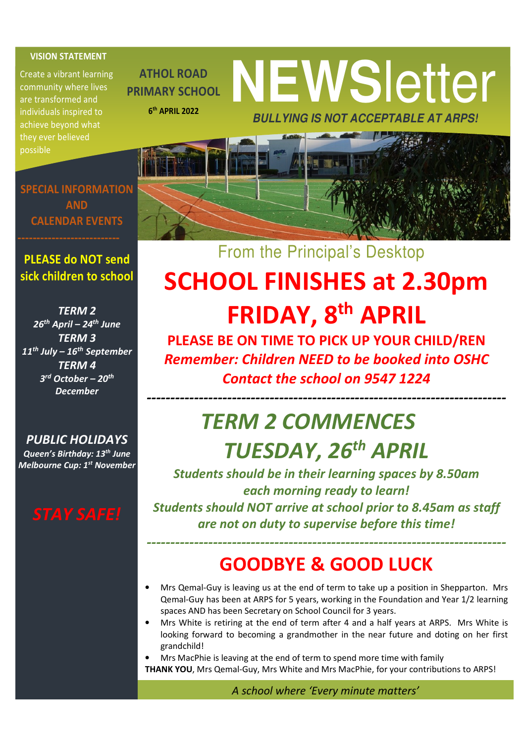**VISION STATEMENT**

Create a vibrant learning community where lives are transformed and individuals inspired to achieve beyond what they ever believed possible

**ATHOL ROAD PRIMARY SCHOOL**

**6th APRIL 2022**

# NEWSletter

***BULLYING IS NOT ACCEPTABLE AT ARPS!***

**SPECIAL INFORMATION AND CALENDAR EVENTS**

**PLEASE do NOT send sick children to school**

***TERM 2***
***26th April – 24th June***
***TERM 3***
***11th July – 16th September***
***TERM 4***
***3rd October – 20th December***

***PUBLIC HOLIDAYS***
***Queen's Birthday: 13th June***
***Melbourne Cup: 1st November***

***STAY SAFE!***

## From the Principal's Desktop

# SCHOOL FINISHES at 2.30pm FRIDAY, 8th APRIL

**PLEASE BE ON TIME TO PICK UP YOUR CHILD/REN**

***Remember: Children NEED to be booked into OSHC***

***Contact the school on 9547 1224***

---

# *TERM 2 COMMENCES TUESDAY, 26th APRIL*

***Students should be in their learning spaces by 8.50am each morning ready to learn!***

***Students should NOT arrive at school prior to 8.45am as staff are not on duty to supervise before this time!***

---

## GOODBYE & GOOD LUCK

- Mrs Qemal-Guy is leaving us at the end of term to take up a position in Shepparton. Mrs Qemal-Guy has been at ARPS for 5 years, working in the Foundation and Year 1/2 learning spaces AND has been Secretary on School Council for 3 years.
- Mrs White is retiring at the end of term after 4 and a half years at ARPS. Mrs White is looking forward to becoming a grandmother in the near future and doting on her first grandchild!
- Mrs MacPhie is leaving at the end of term to spend more time with family

**THANK YOU**, Mrs Qemal-Guy, Mrs White and Mrs MacPhie, for your contributions to ARPS!

*A school where 'Every minute matters'*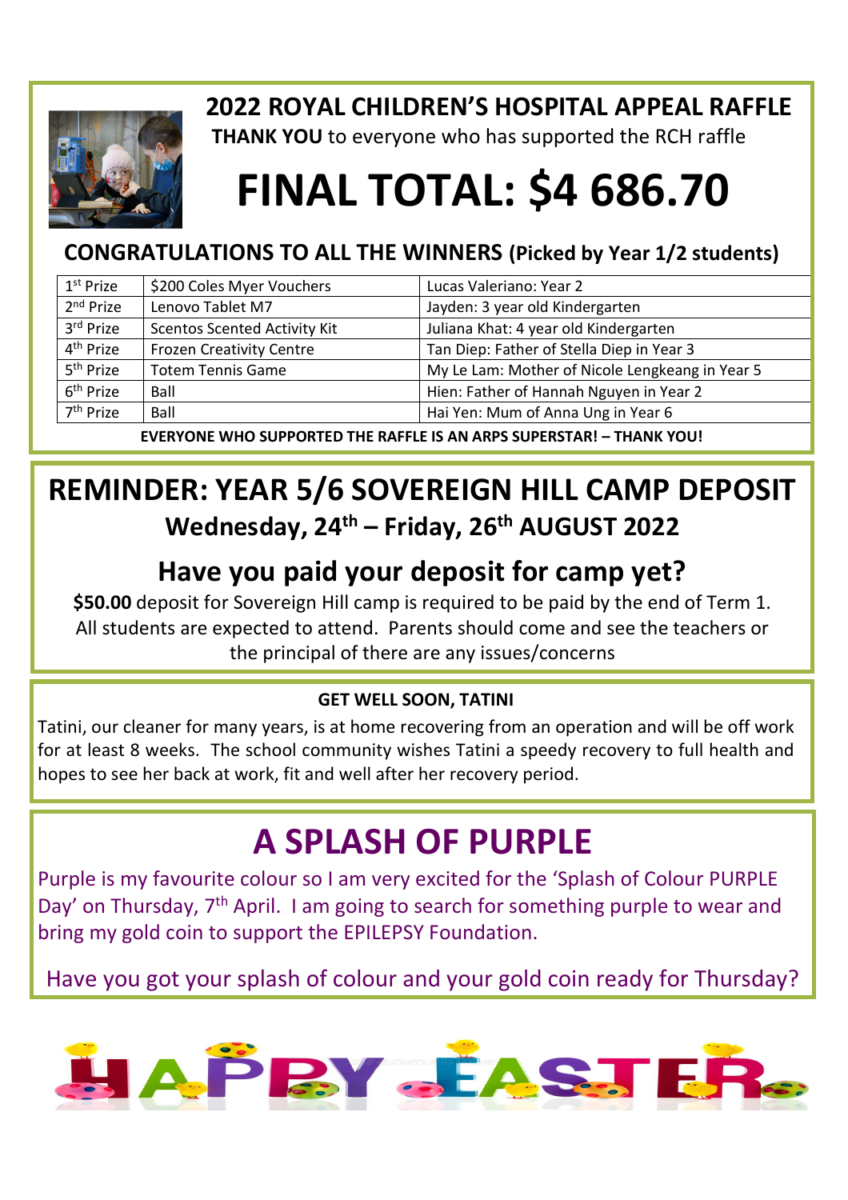# 2022 ROYAL CHILDREN'S HOSPITAL APPEAL RAFFLE

**THANK YOU** to everyone who has supported the RCH raffle

# FINAL TOTAL: $4 686.70

## CONGRATULATIONS TO ALL THE WINNERS (Picked by Year 1/2 students)

| | | |
|---|---|---|
| 1st Prize | $200 Coles Myer Vouchers | Lucas Valeriano: Year 2 |
| 2nd Prize | Lenovo Tablet M7 | Jayden: 3 year old Kindergarten |
| 3rd Prize | Scentos Scented Activity Kit | Juliana Khat: 4 year old Kindergarten |
| 4th Prize | Frozen Creativity Centre | Tan Diep: Father of Stella Diep in Year 3 |
| 5th Prize | Totem Tennis Game | My Le Lam: Mother of Nicole Lengkeang in Year 5 |
| 6th Prize | Ball | Hien: Father of Hannah Nguyen in Year 2 |
| 7th Prize | Ball | Hai Yen: Mum of Anna Ung in Year 6 |

**EVERYONE WHO SUPPORTED THE RAFFLE IS AN ARPS SUPERSTAR! – THANK YOU!**

# REMINDER: YEAR 5/6 SOVEREIGN HILL CAMP DEPOSIT

## Wednesday, 24th – Friday, 26th AUGUST 2022

## Have you paid your deposit for camp yet?

**$50.00** deposit for Sovereign Hill camp is required to be paid by the end of Term 1. All students are expected to attend. Parents should come and see the teachers or the principal of there are any issues/concerns

### GET WELL SOON, TATINI

Tatini, our cleaner for many years, is at home recovering from an operation and will be off work for at least 8 weeks. The school community wishes Tatini a speedy recovery to full health and hopes to see her back at work, fit and well after her recovery period.

# A SPLASH OF PURPLE

Purple is my favourite colour so I am very excited for the 'Splash of Colour PURPLE Day' on Thursday, 7th April. I am going to search for something purple to wear and bring my gold coin to support the EPILEPSY Foundation.

Have you got your splash of colour and your gold coin ready for Thursday?

HAPPY EASTER